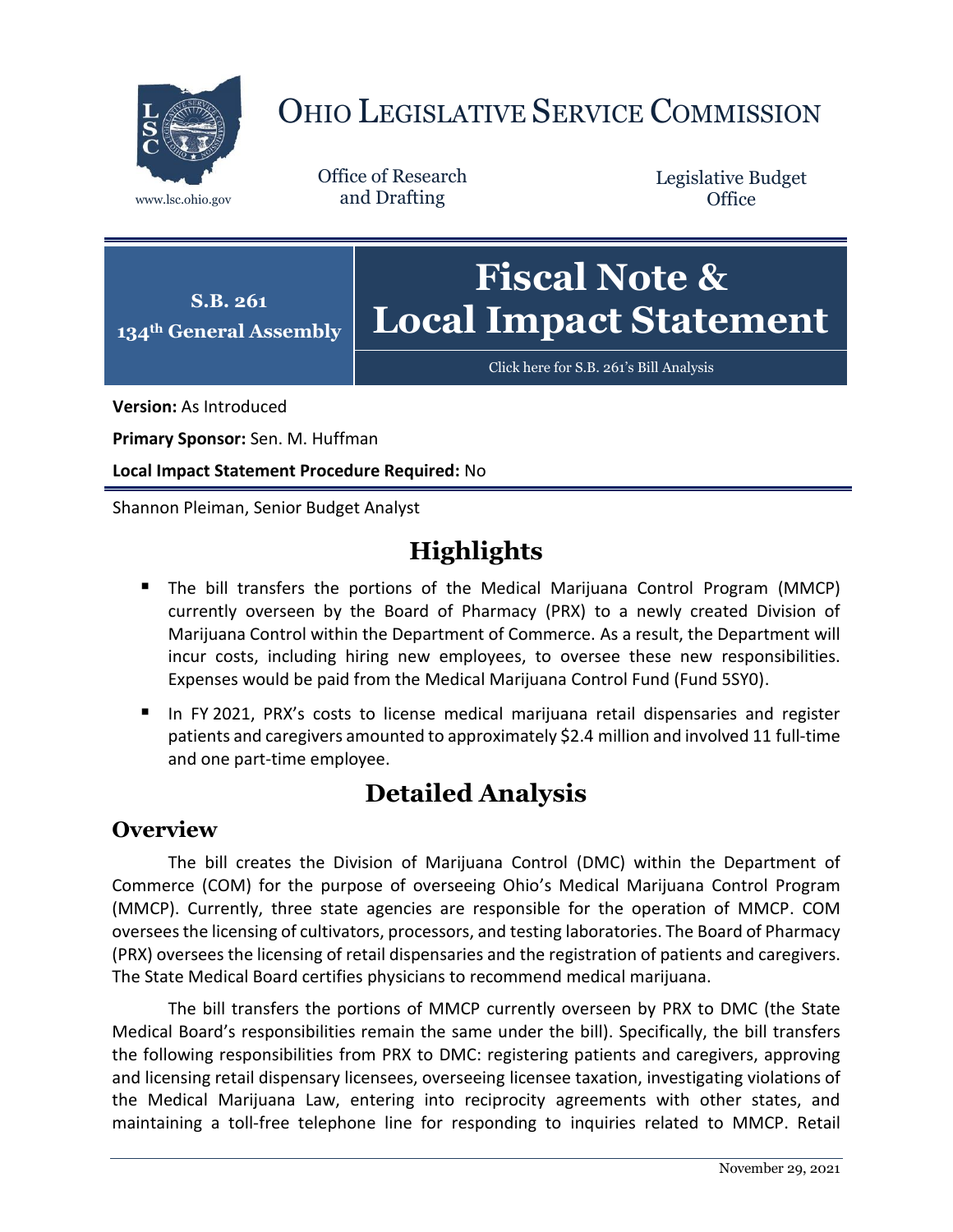# OHIO LEGISLATIVE SERVICE COMMISSION

www.lsc.ohio.gov

Office of Research and Drafting

Legislative Budget Office

**S.B. 261**
**134th General Assembly**

# Fiscal Note & Local Impact Statement

Click here for S.B. 261's Bill Analysis

**Version:** As Introduced

**Primary Sponsor:** Sen. M. Huffman

**Local Impact Statement Procedure Required:** No

Shannon Pleiman, Senior Budget Analyst

## Highlights

- The bill transfers the portions of the Medical Marijuana Control Program (MMCP) currently overseen by the Board of Pharmacy (PRX) to a newly created Division of Marijuana Control within the Department of Commerce. As a result, the Department will incur costs, including hiring new employees, to oversee these new responsibilities. Expenses would be paid from the Medical Marijuana Control Fund (Fund 5SY0).
- In FY 2021, PRX's costs to license medical marijuana retail dispensaries and register patients and caregivers amounted to approximately $2.4 million and involved 11 full-time and one part-time employee.

## Detailed Analysis

### Overview

The bill creates the Division of Marijuana Control (DMC) within the Department of Commerce (COM) for the purpose of overseeing Ohio's Medical Marijuana Control Program (MMCP). Currently, three state agencies are responsible for the operation of MMCP. COM oversees the licensing of cultivators, processors, and testing laboratories. The Board of Pharmacy (PRX) oversees the licensing of retail dispensaries and the registration of patients and caregivers. The State Medical Board certifies physicians to recommend medical marijuana.

The bill transfers the portions of MMCP currently overseen by PRX to DMC (the State Medical Board's responsibilities remain the same under the bill). Specifically, the bill transfers the following responsibilities from PRX to DMC: registering patients and caregivers, approving and licensing retail dispensary licensees, overseeing licensee taxation, investigating violations of the Medical Marijuana Law, entering into reciprocity agreements with other states, and maintaining a toll-free telephone line for responding to inquiries related to MMCP. Retail

November 29, 2021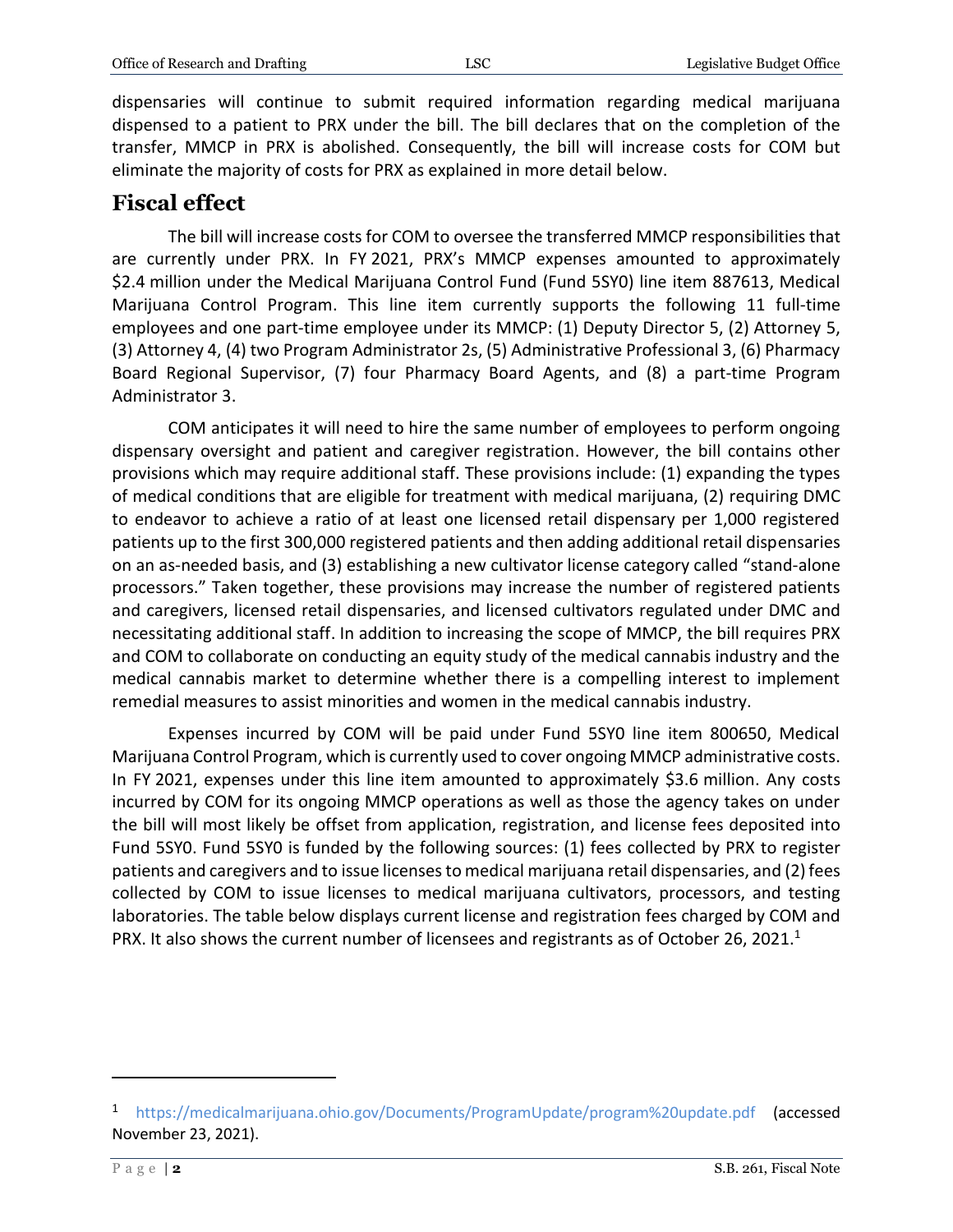dispensaries will continue to submit required information regarding medical marijuana dispensed to a patient to PRX under the bill. The bill declares that on the completion of the transfer, MMCP in PRX is abolished. Consequently, the bill will increase costs for COM but eliminate the majority of costs for PRX as explained in more detail below.

## Fiscal effect

The bill will increase costs for COM to oversee the transferred MMCP responsibilities that are currently under PRX. In FY 2021, PRX's MMCP expenses amounted to approximately $2.4 million under the Medical Marijuana Control Fund (Fund 5SY0) line item 887613, Medical Marijuana Control Program. This line item currently supports the following 11 full-time employees and one part-time employee under its MMCP: (1) Deputy Director 5, (2) Attorney 5, (3) Attorney 4, (4) two Program Administrator 2s, (5) Administrative Professional 3, (6) Pharmacy Board Regional Supervisor, (7) four Pharmacy Board Agents, and (8) a part-time Program Administrator 3.

COM anticipates it will need to hire the same number of employees to perform ongoing dispensary oversight and patient and caregiver registration. However, the bill contains other provisions which may require additional staff. These provisions include: (1) expanding the types of medical conditions that are eligible for treatment with medical marijuana, (2) requiring DMC to endeavor to achieve a ratio of at least one licensed retail dispensary per 1,000 registered patients up to the first 300,000 registered patients and then adding additional retail dispensaries on an as-needed basis, and (3) establishing a new cultivator license category called "stand-alone processors." Taken together, these provisions may increase the number of registered patients and caregivers, licensed retail dispensaries, and licensed cultivators regulated under DMC and necessitating additional staff. In addition to increasing the scope of MMCP, the bill requires PRX and COM to collaborate on conducting an equity study of the medical cannabis industry and the medical cannabis market to determine whether there is a compelling interest to implement remedial measures to assist minorities and women in the medical cannabis industry.

Expenses incurred by COM will be paid under Fund 5SY0 line item 800650, Medical Marijuana Control Program, which is currently used to cover ongoing MMCP administrative costs. In FY 2021, expenses under this line item amounted to approximately $3.6 million. Any costs incurred by COM for its ongoing MMCP operations as well as those the agency takes on under the bill will most likely be offset from application, registration, and license fees deposited into Fund 5SY0. Fund 5SY0 is funded by the following sources: (1) fees collected by PRX to register patients and caregivers and to issue licenses to medical marijuana retail dispensaries, and (2) fees collected by COM to issue licenses to medical marijuana cultivators, processors, and testing laboratories. The table below displays current license and registration fees charged by COM and PRX. It also shows the current number of licensees and registrants as of October 26, 2021.[1]

---

[1] https://medicalmarijuana.ohio.gov/Documents/ProgramUpdate/program%20update.pdf (accessed November 23, 2021).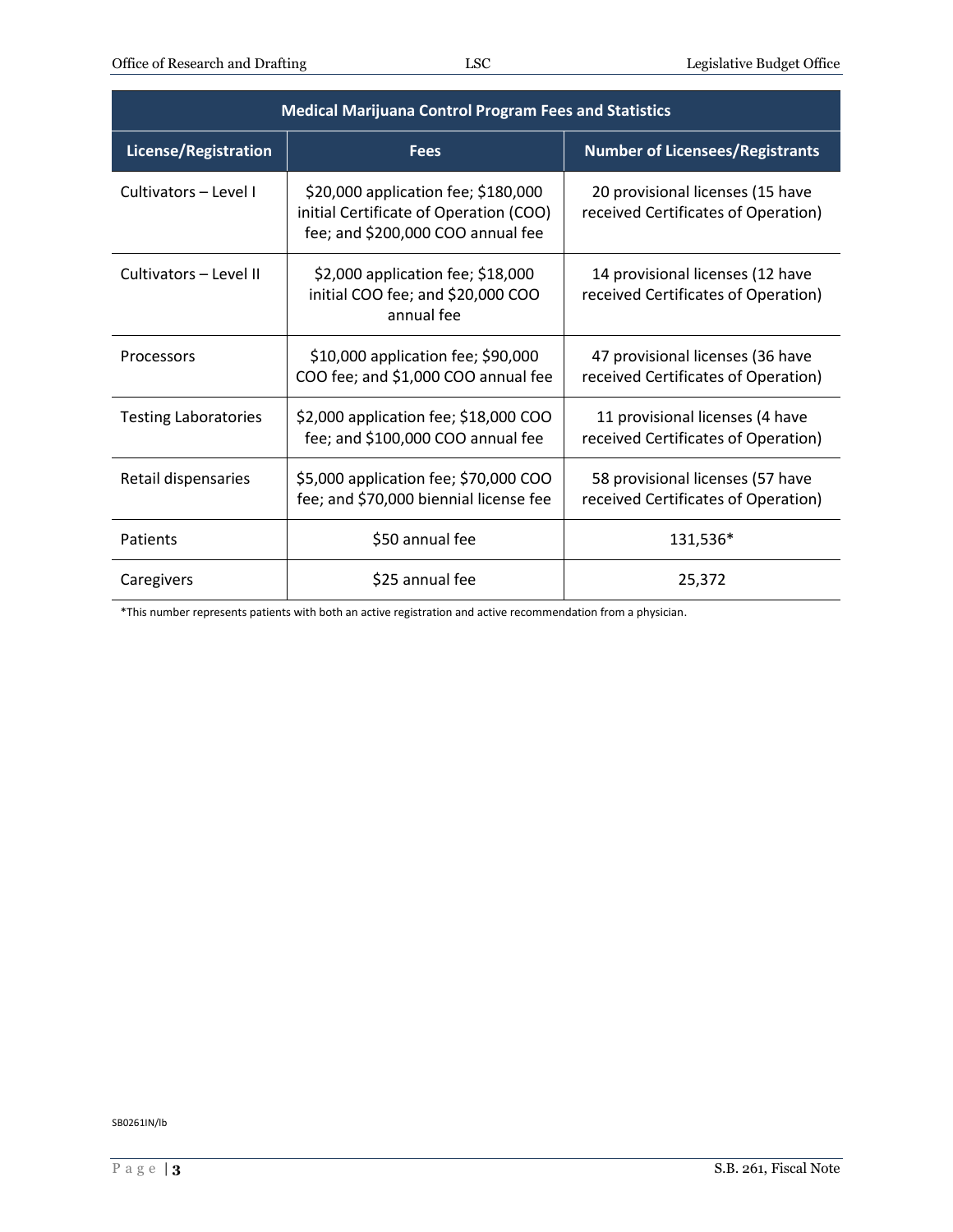| Medical Marijuana Control Program Fees and Statistics | | |
|---|---|---|
| **License/Registration** | **Fees** | **Number of Licensees/Registrants** |
| Cultivators – Level I | $20,000 application fee; $180,000 initial Certificate of Operation (COO) fee; and $200,000 COO annual fee | 20 provisional licenses (15 have received Certificates of Operation) |
| Cultivators – Level II | $2,000 application fee; $18,000 initial COO fee; and $20,000 COO annual fee | 14 provisional licenses (12 have received Certificates of Operation) |
| Processors | $10,000 application fee; $90,000 COO fee; and $1,000 COO annual fee | 47 provisional licenses (36 have received Certificates of Operation) |
| Testing Laboratories | $2,000 application fee; $18,000 COO fee; and $100,000 COO annual fee | 11 provisional licenses (4 have received Certificates of Operation) |
| Retail dispensaries | $5,000 application fee; $70,000 COO fee; and $70,000 biennial license fee | 58 provisional licenses (57 have received Certificates of Operation) |
| Patients | $50 annual fee | 131,536* |
| Caregivers | $25 annual fee | 25,372 |

*This number represents patients with both an active registration and active recommendation from a physician.

SB0261IN/lb